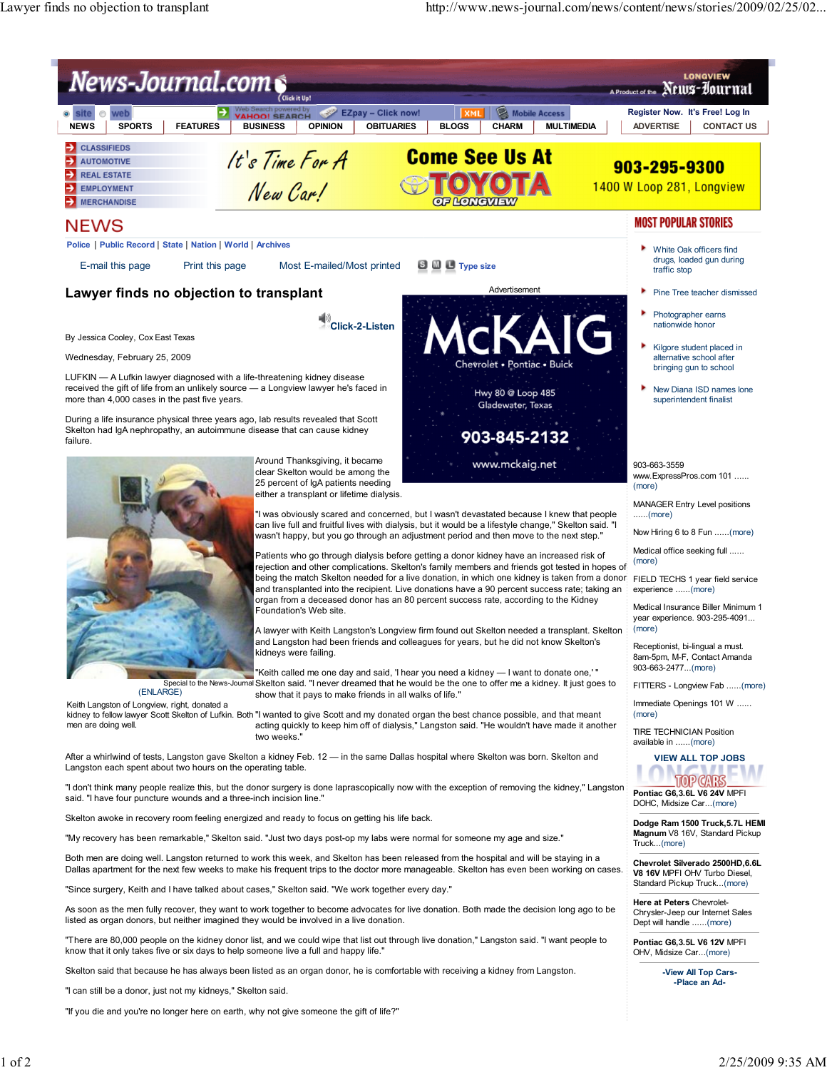# Lawyer finds no objection to transplant

By Jessica Cooley, Cox East Texas

Wednesday, February 25, 2009

LUFKIN — A Lufkin lawyer diagnosed with a life-threatening kidney disease received the gift of life from an unlikely source — a Longview lawyer he's faced in more than 4,000 cases in the past five years.

During a life insurance physical three years ago, lab results revealed that Scott Skelton had IgA nephropathy, an autoimmune disease that can cause kidney failure.

Special to the News-Journal (ENLARGE)

Keith Langston of Longview, right, donated a kidney to fellow lawyer Scott Skelton of Lufkin. Both men are doing well.

Around Thanksgiving, it became clear Skelton would be among the 25 percent of IgA patients needing either a transplant or lifetime dialysis.

"I was obviously scared and concerned, but I wasn't devastated because I knew that people can live full and fruitful lives with dialysis, but it would be a lifestyle change," Skelton said. "I wasn't happy, but you go through an adjustment period and then move to the next step."

Patients who go through dialysis before getting a donor kidney have an increased risk of rejection and other complications. Skelton's family members and friends got tested in hopes of being the match Skelton needed for a live donation, in which one kidney is taken from a donor and transplanted into the recipient. Live donations have a 90 percent success rate; taking an organ from a deceased donor has an 80 percent success rate, according to the Kidney Foundation's Web site.

A lawyer with Keith Langston's Longview firm found out Skelton needed a transplant. Skelton and Langston had been friends and colleagues for years, but he did not know Skelton's kidneys were failing.

"Keith called me one day and said, 'I hear you need a kidney — I want to donate one,' " Skelton said. "I never dreamed that he would be the one to offer me a kidney. It just goes to show that it pays to make friends in all walks of life."

"I wanted to give Scott and my donated organ the best chance possible, and that meant acting quickly to keep him off of dialysis," Langston said. "He wouldn't have made it another two weeks."

After a whirlwind of tests, Langston gave Skelton a kidney Feb. 12 — in the same Dallas hospital where Skelton was born. Skelton and Langston each spent about two hours on the operating table.

"I don't think many people realize this, but the donor surgery is done lapracopically now with the exception of removing the kidney," Langston said. "I have four puncture wounds and a three-inch incision line."

Skelton awoke in recovery room feeling energized and ready to focus on getting his life back.

"My recovery has been remarkable," Skelton said. "Just two days post-op my labs were normal for someone my age and size."

Both men are doing well. Langston returned to work this week, and Skelton has been released from the hospital and will be staying in a Dallas apartment for the next few weeks to make his frequent trips to the doctor more manageable. Skelton has even been working on cases.

"Since surgery, Keith and I have talked about cases," Skelton said. "We work together every day."

As soon as the men fully recover, they want to work together to become advocates for live donation. Both made the decision long ago to be listed as organ donors, but neither imagined they would be involved in a live donation.

"There are 80,000 people on the kidney donor list, and we could wipe that list out through live donation," Langston said. "I want people to know that it only takes five or six days to help someone live a full and happy life."

Skelton said that because he has always been listed as an organ donor, he is comfortable with receiving a kidney from Langston.

"I can still be a donor, just not my kidneys," Skelton said.

"If you die and you're no longer here on earth, why not give someone the gift of life?"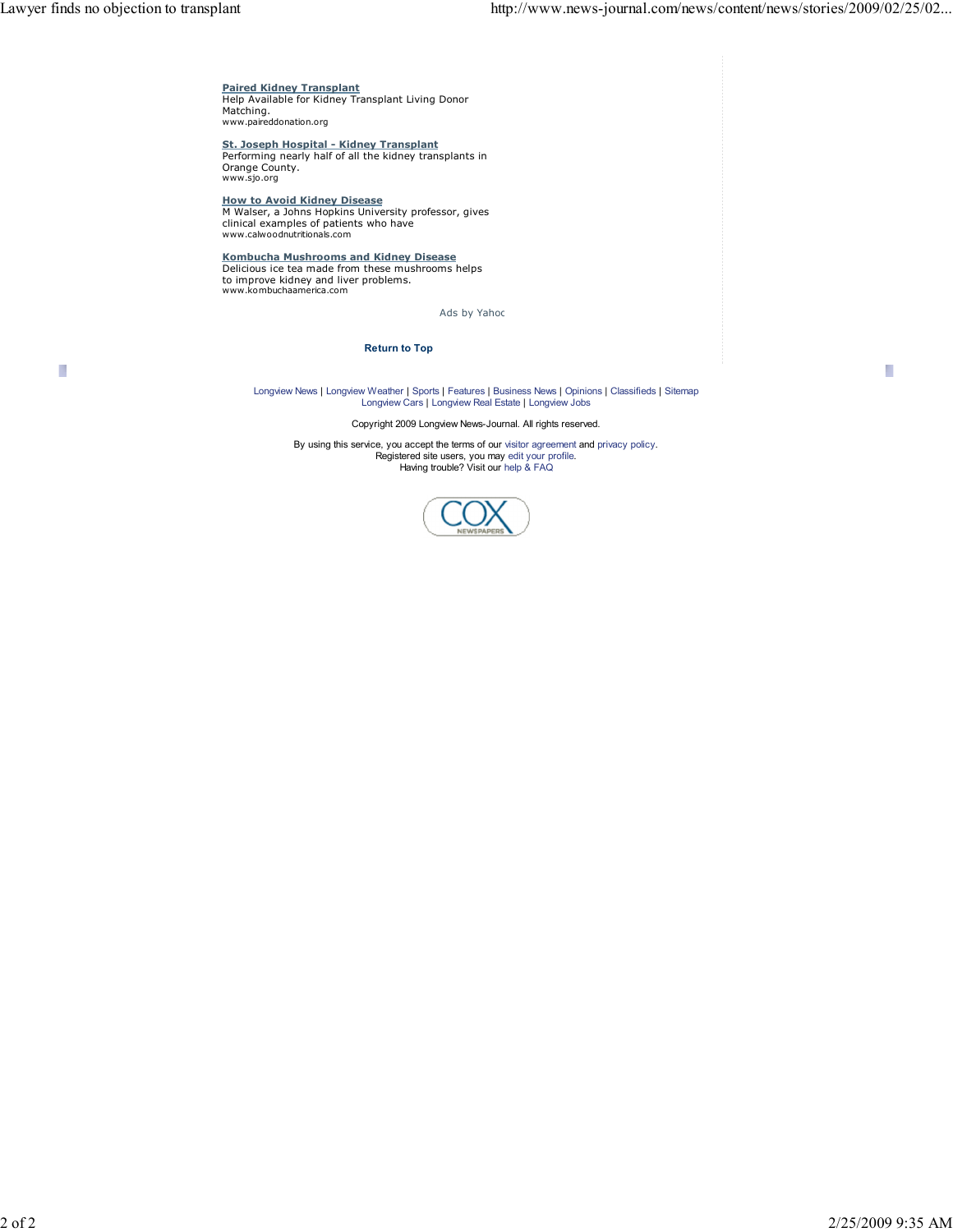**Paired Kidney Transplant**
Help Available for Kidney Transplant Living Donor Matching.
www.paireddonation.org

**St. Joseph Hospital - Kidney Transplant**
Performing nearly half of all the kidney transplants in Orange County.
www.sjo.org

**How to Avoid Kidney Disease**
M Walser, a Johns Hopkins University professor, gives clinical examples of patients who have
www.calwoodnutritionals.com

**Kombucha Mushrooms and Kidney Disease**
Delicious ice tea made from these mushrooms helps to improve kidney and liver problems.
www.kombuchaamerica.com

Ads by Yahoo

**Return to Top**

Longview News | Longview Weather | Sports | Features | Business News | Opinions | Classifieds | Sitemap
Longview Cars | Longview Real Estate | Longview Jobs

Copyright 2009 Longview News-Journal. All rights reserved.

By using this service, you accept the terms of our visitor agreement and privacy policy.
Registered site users, you may edit your profile.
Having trouble? Visit our help & FAQ

COX NEWSPAPERS